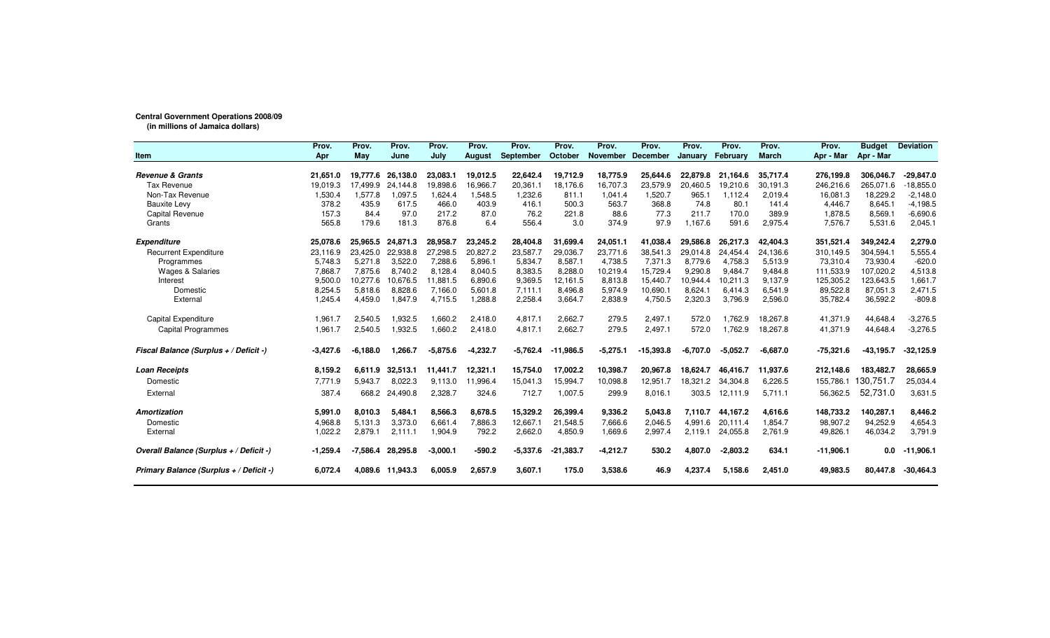**Central Government Operations 2008/09**
**(in millions of Jamaica dollars)**

| Item | Prov. Apr | Prov. May | Prov. June | Prov. July | Prov. August | Prov. September | Prov. October | Prov. November | Prov. December | Prov. January | Prov. February | Prov. March | Prov. Apr - Mar | Budget Apr - Mar | Deviation |
|---|---|---|---|---|---|---|---|---|---|---|---|---|---|---|---|
| ***Revenue & Grants*** | **21,651.0** | **19,777.6** | **26,138.0** | **23,083.1** | **19,012.5** | **22,642.4** | **19,712.9** | **18,775.9** | **25,644.6** | **22,879.8** | **21,164.6** | **35,717.4** | **276,199.8** | **306,046.7** | **-29,847.0** |
| Tax Revenue | 19,019.3 | 17,499.9 | 24,144.8 | 19,898.6 | 16,966.7 | 20,361.1 | 18,176.6 | 16,707.3 | 23,579.9 | 20,460.5 | 19,210.6 | 30,191.3 | 246,216.6 | 265,071.6 | -18,855.0 |
| Non-Tax Revenue | 1,530.4 | 1,577.8 | 1,097.5 | 1,624.4 | 1,548.5 | 1,232.6 | 811.1 | 1,041.4 | 1,520.7 | 965.1 | 1,112.4 | 2,019.4 | 16,081.3 | 18,229.2 | -2,148.0 |
| Bauxite Levy | 378.2 | 435.9 | 617.5 | 466.0 | 403.9 | 416.1 | 500.3 | 563.7 | 368.8 | 74.8 | 80.1 | 141.4 | 4,446.7 | 8,645.1 | -4,198.5 |
| Capital Revenue | 157.3 | 84.4 | 97.0 | 217.2 | 87.0 | 76.2 | 221.8 | 88.6 | 77.3 | 211.7 | 170.0 | 389.9 | 1,878.5 | 8,569.1 | -6,690.6 |
| Grants | 565.8 | 179.6 | 181.3 | 876.8 | 6.4 | 556.4 | 3.0 | 374.9 | 97.9 | 1,167.6 | 591.6 | 2,975.4 | 7,576.7 | 5,531.6 | 2,045.1 |
| ***Expenditure*** | **25,078.6** | **25,965.5** | **24,871.3** | **28,958.7** | **23,245.2** | **28,404.8** | **31,699.4** | **24,051.1** | **41,038.4** | **29,586.8** | **26,217.3** | **42,404.3** | **351,521.4** | **349,242.4** | **2,279.0** |
| Recurrent Expenditure | 23,116.9 | 23,425.0 | 22,938.8 | 27,298.5 | 20,827.2 | 23,587.7 | 29,036.7 | 23,771.6 | 38,541.3 | 29,014.8 | 24,454.4 | 24,136.6 | 310,149.5 | 304,594.1 | 5,555.4 |
| Programmes | 5,748.3 | 5,271.8 | 3,522.0 | 7,288.6 | 5,896.1 | 5,834.7 | 8,587.1 | 4,738.5 | 7,371.3 | 8,779.6 | 4,758.3 | 5,513.9 | 73,310.4 | 73,930.4 | -620.0 |
| Wages & Salaries | 7,868.7 | 7,875.6 | 8,740.2 | 8,128.4 | 8,040.5 | 8,383.5 | 8,288.0 | 10,219.4 | 15,729.4 | 9,290.8 | 9,484.7 | 9,484.8 | 111,533.9 | 107,020.2 | 4,513.8 |
| Interest | 9,500.0 | 10,277.6 | 10,676.5 | 11,881.5 | 6,890.6 | 9,369.5 | 12,161.5 | 8,813.8 | 15,440.7 | 10,944.4 | 10,211.3 | 9,137.9 | 125,305.2 | 123,643.5 | 1,661.7 |
| Domestic | 8,254.5 | 5,818.6 | 8,828.6 | 7,166.0 | 5,601.8 | 7,111.1 | 8,496.8 | 5,974.9 | 10,690.1 | 8,624.1 | 6,414.3 | 6,541.9 | 89,522.8 | 87,051.3 | 2,471.5 |
| External | 1,245.4 | 4,459.0 | 1,847.9 | 4,715.5 | 1,288.8 | 2,258.4 | 3,664.7 | 2,838.9 | 4,750.5 | 2,320.3 | 3,796.9 | 2,596.0 | 35,782.4 | 36,592.2 | -809.8 |
| Capital Expenditure | 1,961.7 | 2,540.5 | 1,932.5 | 1,660.2 | 2,418.0 | 4,817.1 | 2,662.7 | 279.5 | 2,497.1 | 572.0 | 1,762.9 | 18,267.8 | 41,371.9 | 44,648.4 | -3,276.5 |
| Capital Programmes | 1,961.7 | 2,540.5 | 1,932.5 | 1,660.2 | 2,418.0 | 4,817.1 | 2,662.7 | 279.5 | 2,497.1 | 572.0 | 1,762.9 | 18,267.8 | 41,371.9 | 44,648.4 | -3,276.5 |
| ***Fiscal Balance (Surplus + / Deficit -)*** | **-3,427.6** | **-6,188.0** | **1,266.7** | **-5,875.6** | **-4,232.7** | **-5,762.4** | **-11,986.5** | **-5,275.1** | **-15,393.8** | **-6,707.0** | **-5,052.7** | **-6,687.0** | **-75,321.6** | **-43,195.7** | **-32,125.9** |
| ***Loan Receipts*** | **8,159.2** | **6,611.9** | **32,513.1** | **11,441.7** | **12,321.1** | **15,754.0** | **17,002.2** | **10,398.7** | **20,967.8** | **18,624.7** | **46,416.7** | **11,937.6** | **212,148.6** | **183,482.7** | **28,665.9** |
| Domestic | 7,771.9 | 5,943.7 | 8,022.3 | 9,113.0 | 11,996.4 | 15,041.3 | 15,994.7 | 10,098.8 | 12,951.7 | 18,321.2 | 34,304.8 | 6,226.5 | 155,786.1 | 130,751.7 | 25,034.4 |
| External | 387.4 | 668.2 | 24,490.8 | 2,328.7 | 324.6 | 712.7 | 1,007.5 | 299.9 | 8,016.1 | 303.5 | 12,111.9 | 5,711.1 | 56,362.5 | 52,731.0 | 3,631.5 |
| ***Amortization*** | **5,991.0** | **8,010.3** | **5,484.1** | **8,566.3** | **8,678.5** | **15,329.2** | **26,399.4** | **9,336.2** | **5,043.8** | **7,110.7** | **44,167.2** | **4,616.6** | **148,733.2** | **140,287.1** | **8,446.2** |
| Domestic | 4,968.8 | 5,131.3 | 3,373.0 | 6,661.4 | 7,886.3 | 12,667.1 | 21,548.5 | 7,666.6 | 2,046.5 | 4,991.6 | 20,111.4 | 1,854.7 | 98,907.2 | 94,252.9 | 4,654.3 |
| External | 1,022.2 | 2,879.1 | 2,111.1 | 1,904.9 | 792.2 | 2,662.0 | 4,850.9 | 1,669.6 | 2,997.4 | 2,119.1 | 24,055.8 | 2,761.9 | 49,826.1 | 46,034.2 | 3,791.9 |
| ***Overall Balance (Surplus + / Deficit -)*** | **-1,259.4** | **-7,586.4** | **28,295.8** | **-3,000.1** | **-590.2** | **-5,337.6** | **-21,383.7** | **-4,212.7** | **530.2** | **4,807.0** | **-2,803.2** | **634.1** | **-11,906.1** | **0.0** | **-11,906.1** |
| ***Primary Balance (Surplus + / Deficit -)*** | **6,072.4** | **4,089.6** | **11,943.3** | **6,005.9** | **2,657.9** | **3,607.1** | **175.0** | **3,538.6** | **46.9** | **4,237.4** | **5,158.6** | **2,451.0** | **49,983.5** | **80,447.8** | **-30,464.3** |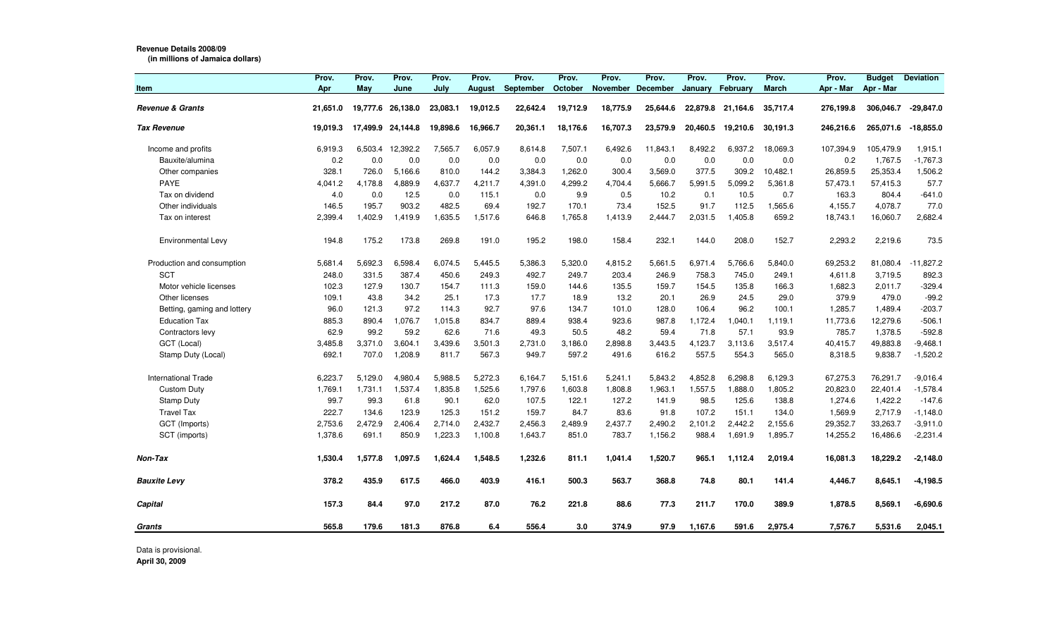**Revenue Details 2008/09**
**(in millions of Jamaica dollars)**

| Item | Prov. Apr | Prov. May | Prov. June | Prov. July | Prov. August | Prov. September | Prov. October | Prov. November | Prov. December | Prov. January | Prov. February | Prov. March | Prov. Apr - Mar | Budget Apr - Mar | Deviation |
|---|---|---|---|---|---|---|---|---|---|---|---|---|---|---|---|
| ***Revenue & Grants*** | **21,651.0** | **19,777.6** | **26,138.0** | **23,083.1** | **19,012.5** | **22,642.4** | **19,712.9** | **18,775.9** | **25,644.6** | **22,879.8** | **21,164.6** | **35,717.4** | **276,199.8** | **306,046.7** | **-29,847.0** |
| ***Tax Revenue*** | **19,019.3** | **17,499.9** | **24,144.8** | **19,898.6** | **16,966.7** | **20,361.1** | **18,176.6** | **16,707.3** | **23,579.9** | **20,460.5** | **19,210.6** | **30,191.3** | **246,216.6** | **265,071.6** | **-18,855.0** |
| Income and profits | 6,919.3 | 6,503.4 | 12,392.2 | 7,565.7 | 6,057.9 | 8,614.8 | 7,507.1 | 6,492.6 | 11,843.1 | 8,492.2 | 6,937.2 | 18,069.3 | 107,394.9 | 105,479.9 | 1,915.1 |
| Bauxite/alumina | 0.2 | 0.0 | 0.0 | 0.0 | 0.0 | 0.0 | 0.0 | 0.0 | 0.0 | 0.0 | 0.0 | 0.0 | 0.2 | 1,767.5 | -1,767.3 |
| Other companies | 328.1 | 726.0 | 5,166.6 | 810.0 | 144.2 | 3,384.3 | 1,262.0 | 300.4 | 3,569.0 | 377.5 | 309.2 | 10,482.1 | 26,859.5 | 25,353.4 | 1,506.2 |
| PAYE | 4,041.2 | 4,178.8 | 4,889.9 | 4,637.7 | 4,211.7 | 4,391.0 | 4,299.2 | 4,704.4 | 5,666.7 | 5,991.5 | 5,099.2 | 5,361.8 | 57,473.1 | 57,415.3 | 57.7 |
| Tax on dividend | 4.0 | 0.0 | 12.5 | 0.0 | 115.1 | 0.0 | 9.9 | 0.5 | 10.2 | 0.1 | 10.5 | 0.7 | 163.3 | 804.4 | -641.0 |
| Other individuals | 146.5 | 195.7 | 903.2 | 482.5 | 69.4 | 192.7 | 170.1 | 73.4 | 152.5 | 91.7 | 112.5 | 1,565.6 | 4,155.7 | 4,078.7 | 77.0 |
| Tax on interest | 2,399.4 | 1,402.9 | 1,419.9 | 1,635.5 | 1,517.6 | 646.8 | 1,765.8 | 1,413.9 | 2,444.7 | 2,031.5 | 1,405.8 | 659.2 | 18,743.1 | 16,060.7 | 2,682.4 |
| Environmental Levy | 194.8 | 175.2 | 173.8 | 269.8 | 191.0 | 195.2 | 198.0 | 158.4 | 232.1 | 144.0 | 208.0 | 152.7 | 2,293.2 | 2,219.6 | 73.5 |
| Production and consumption | 5,681.4 | 5,692.3 | 6,598.4 | 6,074.5 | 5,445.5 | 5,386.3 | 5,320.0 | 4,815.2 | 5,661.5 | 6,971.4 | 5,766.6 | 5,840.0 | 69,253.2 | 81,080.4 | -11,827.2 |
| SCT | 248.0 | 331.5 | 387.4 | 450.6 | 249.3 | 492.7 | 249.7 | 203.4 | 246.9 | 758.3 | 745.0 | 249.1 | 4,611.8 | 3,719.5 | 892.3 |
| Motor vehicle licenses | 102.3 | 127.9 | 130.7 | 154.7 | 111.3 | 159.0 | 144.6 | 135.5 | 159.7 | 154.5 | 135.8 | 166.3 | 1,682.3 | 2,011.7 | -329.4 |
| Other licenses | 109.1 | 43.8 | 34.2 | 25.1 | 17.3 | 17.7 | 18.9 | 13.2 | 20.1 | 26.9 | 24.5 | 29.0 | 379.9 | 479.0 | -99.2 |
| Betting, gaming and lottery | 96.0 | 121.3 | 97.2 | 114.3 | 92.7 | 97.6 | 134.7 | 101.0 | 128.0 | 106.4 | 96.2 | 100.1 | 1,285.7 | 1,489.4 | -203.7 |
| Education Tax | 885.3 | 890.4 | 1,076.7 | 1,015.8 | 834.7 | 889.4 | 938.4 | 923.6 | 987.8 | 1,172.4 | 1,040.1 | 1,119.1 | 11,773.6 | 12,279.6 | -506.1 |
| Contractors levy | 62.9 | 99.2 | 59.2 | 62.6 | 71.6 | 49.3 | 50.5 | 48.2 | 59.4 | 71.8 | 57.1 | 93.9 | 785.7 | 1,378.5 | -592.8 |
| GCT (Local) | 3,485.8 | 3,371.0 | 3,604.1 | 3,439.6 | 3,501.3 | 2,731.0 | 3,186.0 | 2,898.8 | 3,443.5 | 4,123.7 | 3,113.6 | 3,517.4 | 40,415.7 | 49,883.8 | -9,468.1 |
| Stamp Duty (Local) | 692.1 | 707.0 | 1,208.9 | 811.7 | 567.3 | 949.7 | 597.2 | 491.6 | 616.2 | 557.5 | 554.3 | 565.0 | 8,318.5 | 9,838.7 | -1,520.2 |
| International Trade | 6,223.7 | 5,129.0 | 4,980.4 | 5,988.5 | 5,272.3 | 6,164.7 | 5,151.6 | 5,241.1 | 5,843.2 | 4,852.8 | 6,298.8 | 6,129.3 | 67,275.3 | 76,291.7 | -9,016.4 |
| Custom Duty | 1,769.1 | 1,731.1 | 1,537.4 | 1,835.8 | 1,525.6 | 1,797.6 | 1,603.8 | 1,808.8 | 1,963.1 | 1,557.5 | 1,888.0 | 1,805.2 | 20,823.0 | 22,401.4 | -1,578.4 |
| Stamp Duty | 99.7 | 99.3 | 61.8 | 90.1 | 62.0 | 107.5 | 122.1 | 127.2 | 141.9 | 98.5 | 125.6 | 138.8 | 1,274.6 | 1,422.2 | -147.6 |
| Travel Tax | 222.7 | 134.6 | 123.9 | 125.3 | 151.2 | 159.7 | 84.7 | 83.6 | 91.8 | 107.2 | 151.1 | 134.0 | 1,569.9 | 2,717.9 | -1,148.0 |
| GCT (Imports) | 2,753.6 | 2,472.9 | 2,406.4 | 2,714.0 | 2,432.7 | 2,456.3 | 2,489.9 | 2,437.7 | 2,490.2 | 2,101.2 | 2,442.2 | 2,155.6 | 29,352.7 | 33,263.7 | -3,911.0 |
| SCT (imports) | 1,378.6 | 691.1 | 850.9 | 1,223.3 | 1,100.8 | 1,643.7 | 851.0 | 783.7 | 1,156.2 | 988.4 | 1,691.9 | 1,895.7 | 14,255.2 | 16,486.6 | -2,231.4 |
| ***Non-Tax*** | **1,530.4** | **1,577.8** | **1,097.5** | **1,624.4** | **1,548.5** | **1,232.6** | **811.1** | **1,041.4** | **1,520.7** | **965.1** | **1,112.4** | **2,019.4** | **16,081.3** | **18,229.2** | **-2,148.0** |
| ***Bauxite Levy*** | **378.2** | **435.9** | **617.5** | **466.0** | **403.9** | **416.1** | **500.3** | **563.7** | **368.8** | **74.8** | **80.1** | **141.4** | **4,446.7** | **8,645.1** | **-4,198.5** |
| ***Capital*** | **157.3** | **84.4** | **97.0** | **217.2** | **87.0** | **76.2** | **221.8** | **88.6** | **77.3** | **211.7** | **170.0** | **389.9** | **1,878.5** | **8,569.1** | **-6,690.6** |
| ***Grants*** | **565.8** | **179.6** | **181.3** | **876.8** | **6.4** | **556.4** | **3.0** | **374.9** | **97.9** | **1,167.6** | **591.6** | **2,975.4** | **7,576.7** | **5,531.6** | **2,045.1** |

Data is provisional.

**April 30, 2009**